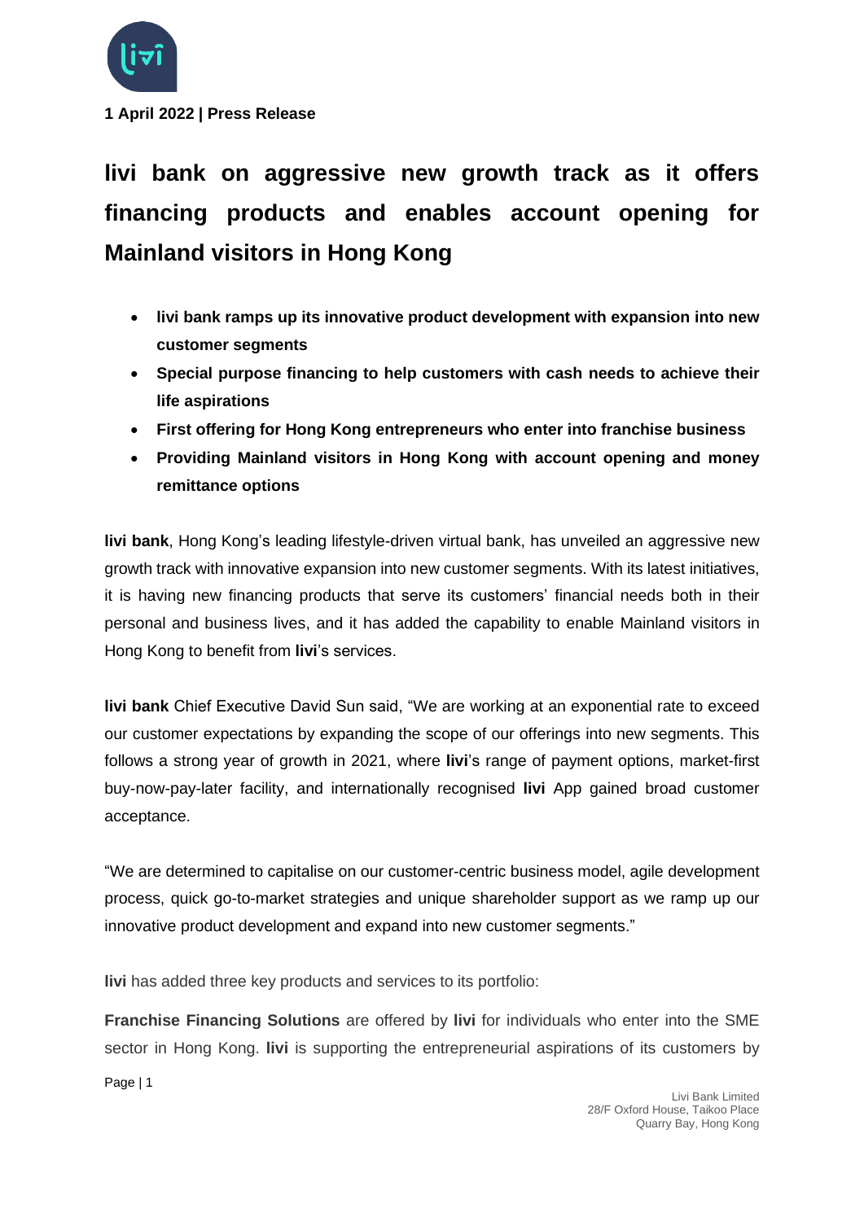**1 April 2022 | Press Release**

# livi bank on aggressive new growth track as it offers financing products and enables account opening for Mainland visitors in Hong Kong

- **livi bank ramps up its innovative product development with expansion into new customer segments**
- **Special purpose financing to help customers with cash needs to achieve their life aspirations**
- **First offering for Hong Kong entrepreneurs who enter into franchise business**
- **Providing Mainland visitors in Hong Kong with account opening and money remittance options**

**livi bank**, Hong Kong's leading lifestyle-driven virtual bank, has unveiled an aggressive new growth track with innovative expansion into new customer segments. With its latest initiatives, it is having new financing products that serve its customers' financial needs both in their personal and business lives, and it has added the capability to enable Mainland visitors in Hong Kong to benefit from **livi**'s services.

**livi bank** Chief Executive David Sun said, "We are working at an exponential rate to exceed our customer expectations by expanding the scope of our offerings into new segments. This follows a strong year of growth in 2021, where **livi**'s range of payment options, market-first buy-now-pay-later facility, and internationally recognised **livi** App gained broad customer acceptance.

"We are determined to capitalise on our customer-centric business model, agile development process, quick go-to-market strategies and unique shareholder support as we ramp up our innovative product development and expand into new customer segments."

**livi** has added three key products and services to its portfolio:

**Franchise Financing Solutions** are offered by **livi** for individuals who enter into the SME sector in Hong Kong. **livi** is supporting the entrepreneurial aspirations of its customers by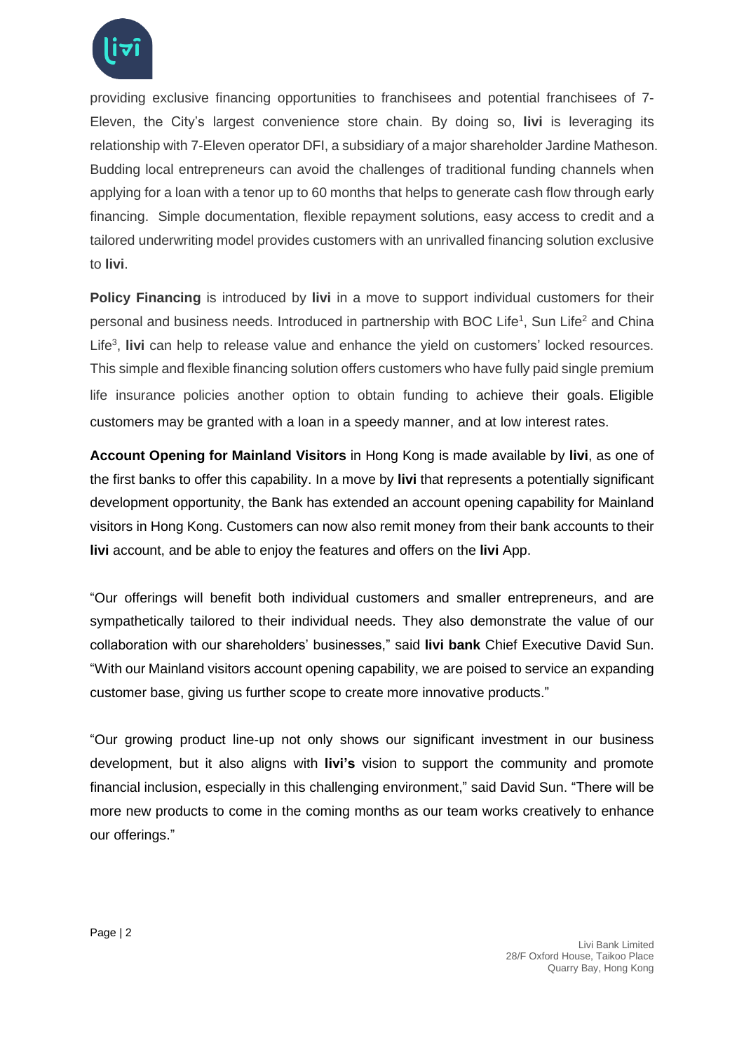providing exclusive financing opportunities to franchisees and potential franchisees of 7-Eleven, the City's largest convenience store chain. By doing so, **livi** is leveraging its relationship with 7-Eleven operator DFI, a subsidiary of a major shareholder Jardine Matheson. Budding local entrepreneurs can avoid the challenges of traditional funding channels when applying for a loan with a tenor up to 60 months that helps to generate cash flow through early financing. Simple documentation, flexible repayment solutions, easy access to credit and a tailored underwriting model provides customers with an unrivalled financing solution exclusive to **livi**.

**Policy Financing** is introduced by **livi** in a move to support individual customers for their personal and business needs. Introduced in partnership with BOC Life[1], Sun Life[2] and China Life[3], **livi** can help to release value and enhance the yield on customers' locked resources. This simple and flexible financing solution offers customers who have fully paid single premium life insurance policies another option to obtain funding to achieve their goals. Eligible customers may be granted with a loan in a speedy manner, and at low interest rates.

**Account Opening for Mainland Visitors** in Hong Kong is made available by **livi**, as one of the first banks to offer this capability. In a move by **livi** that represents a potentially significant development opportunity, the Bank has extended an account opening capability for Mainland visitors in Hong Kong. Customers can now also remit money from their bank accounts to their **livi** account, and be able to enjoy the features and offers on the **livi** App.

"Our offerings will benefit both individual customers and smaller entrepreneurs, and are sympathetically tailored to their individual needs. They also demonstrate the value of our collaboration with our shareholders' businesses," said **livi bank** Chief Executive David Sun. "With our Mainland visitors account opening capability, we are poised to service an expanding customer base, giving us further scope to create more innovative products."

"Our growing product line-up not only shows our significant investment in our business development, but it also aligns with **livi's** vision to support the community and promote financial inclusion, especially in this challenging environment," said David Sun. "There will be more new products to come in the coming months as our team works creatively to enhance our offerings."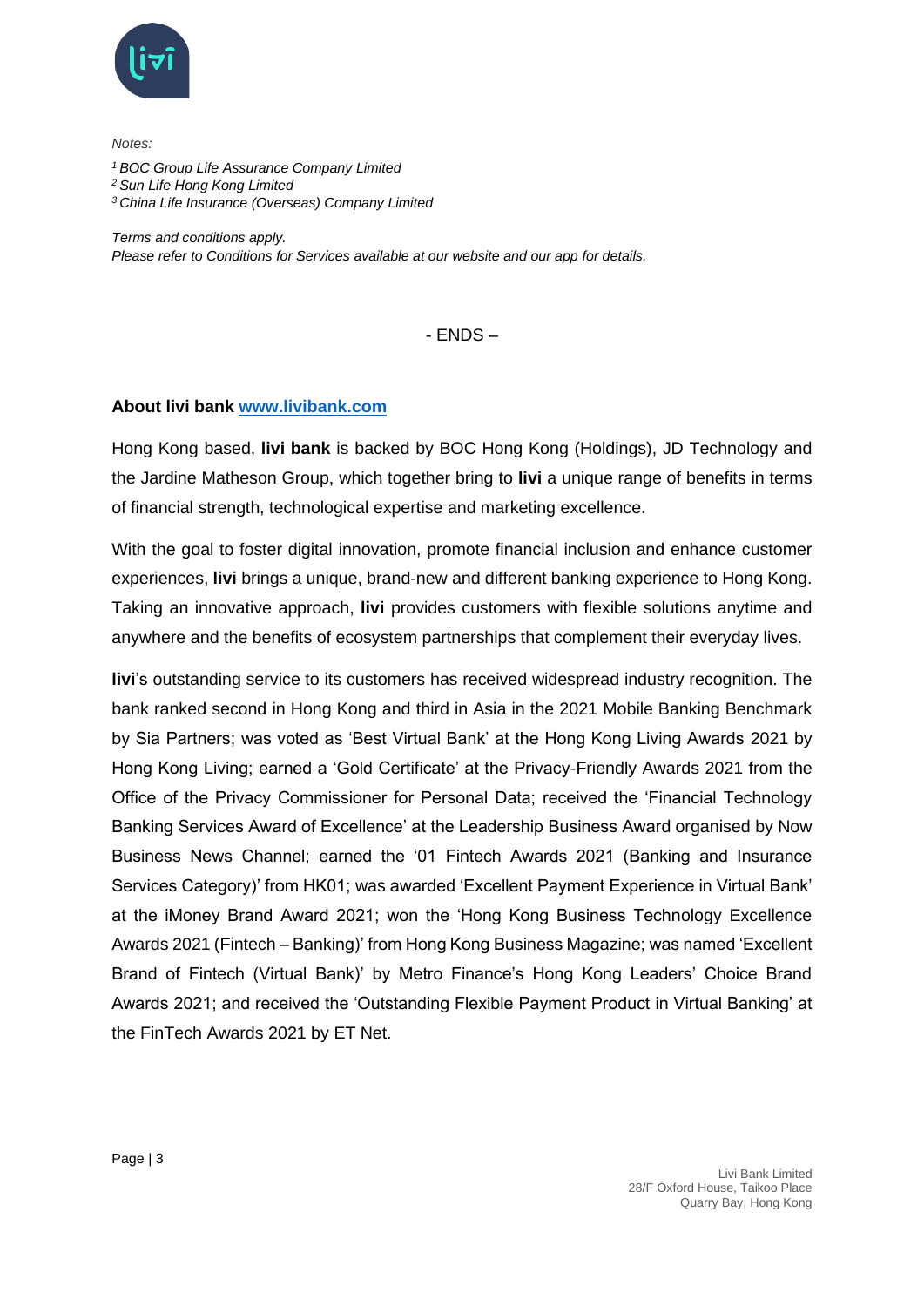*Notes:*

*[1] BOC Group Life Assurance Company Limited*
*[2] Sun Life Hong Kong Limited*
*[3] China Life Insurance (Overseas) Company Limited*

*Terms and conditions apply.*
*Please refer to Conditions for Services available at our website and our app for details.*

- ENDS –

**About livi bank [www.livibank.com](http://www.livibank.com)**

Hong Kong based, **livi bank** is backed by BOC Hong Kong (Holdings), JD Technology and the Jardine Matheson Group, which together bring to **livi** a unique range of benefits in terms of financial strength, technological expertise and marketing excellence.

With the goal to foster digital innovation, promote financial inclusion and enhance customer experiences, **livi** brings a unique, brand-new and different banking experience to Hong Kong. Taking an innovative approach, **livi** provides customers with flexible solutions anytime and anywhere and the benefits of ecosystem partnerships that complement their everyday lives.

**livi**'s outstanding service to its customers has received widespread industry recognition. The bank ranked second in Hong Kong and third in Asia in the 2021 Mobile Banking Benchmark by Sia Partners; was voted as 'Best Virtual Bank' at the Hong Kong Living Awards 2021 by Hong Kong Living; earned a 'Gold Certificate' at the Privacy-Friendly Awards 2021 from the Office of the Privacy Commissioner for Personal Data; received the 'Financial Technology Banking Services Award of Excellence' at the Leadership Business Award organised by Now Business News Channel; earned the '01 Fintech Awards 2021 (Banking and Insurance Services Category)' from HK01; was awarded 'Excellent Payment Experience in Virtual Bank' at the iMoney Brand Award 2021; won the 'Hong Kong Business Technology Excellence Awards 2021 (Fintech – Banking)' from Hong Kong Business Magazine; was named 'Excellent Brand of Fintech (Virtual Bank)' by Metro Finance's Hong Kong Leaders' Choice Brand Awards 2021; and received the 'Outstanding Flexible Payment Product in Virtual Banking' at the FinTech Awards 2021 by ET Net.

Livi Bank Limited
28/F Oxford House, Taikoo Place
Quarry Bay, Hong Kong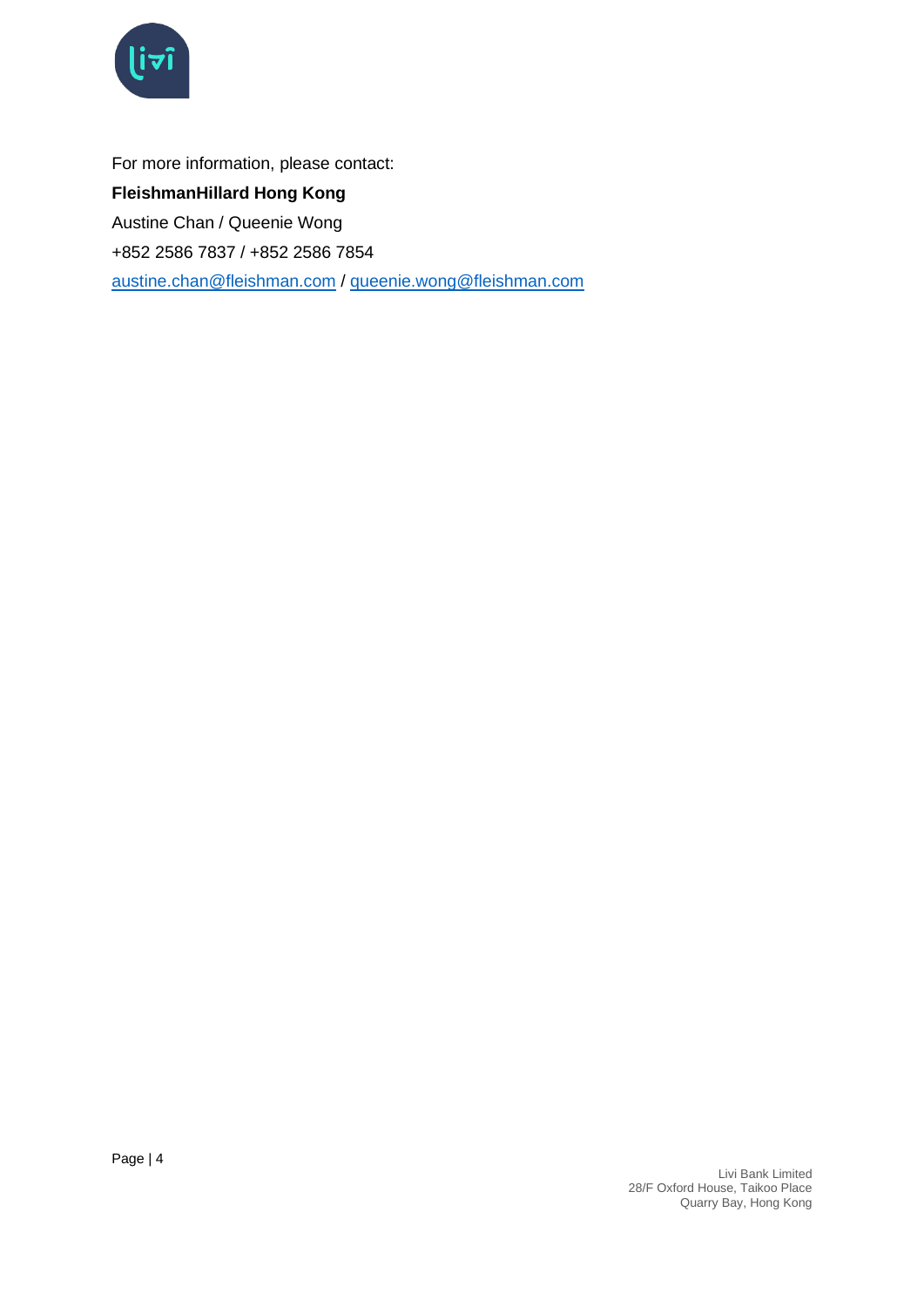For more information, please contact:

**FleishmanHillard Hong Kong**

Austine Chan / Queenie Wong

+852 2586 7837 / +852 2586 7854

austine.chan@fleishman.com / queenie.wong@fleishman.com

Livi Bank Limited
28/F Oxford House, Taikoo Place
Quarry Bay, Hong Kong